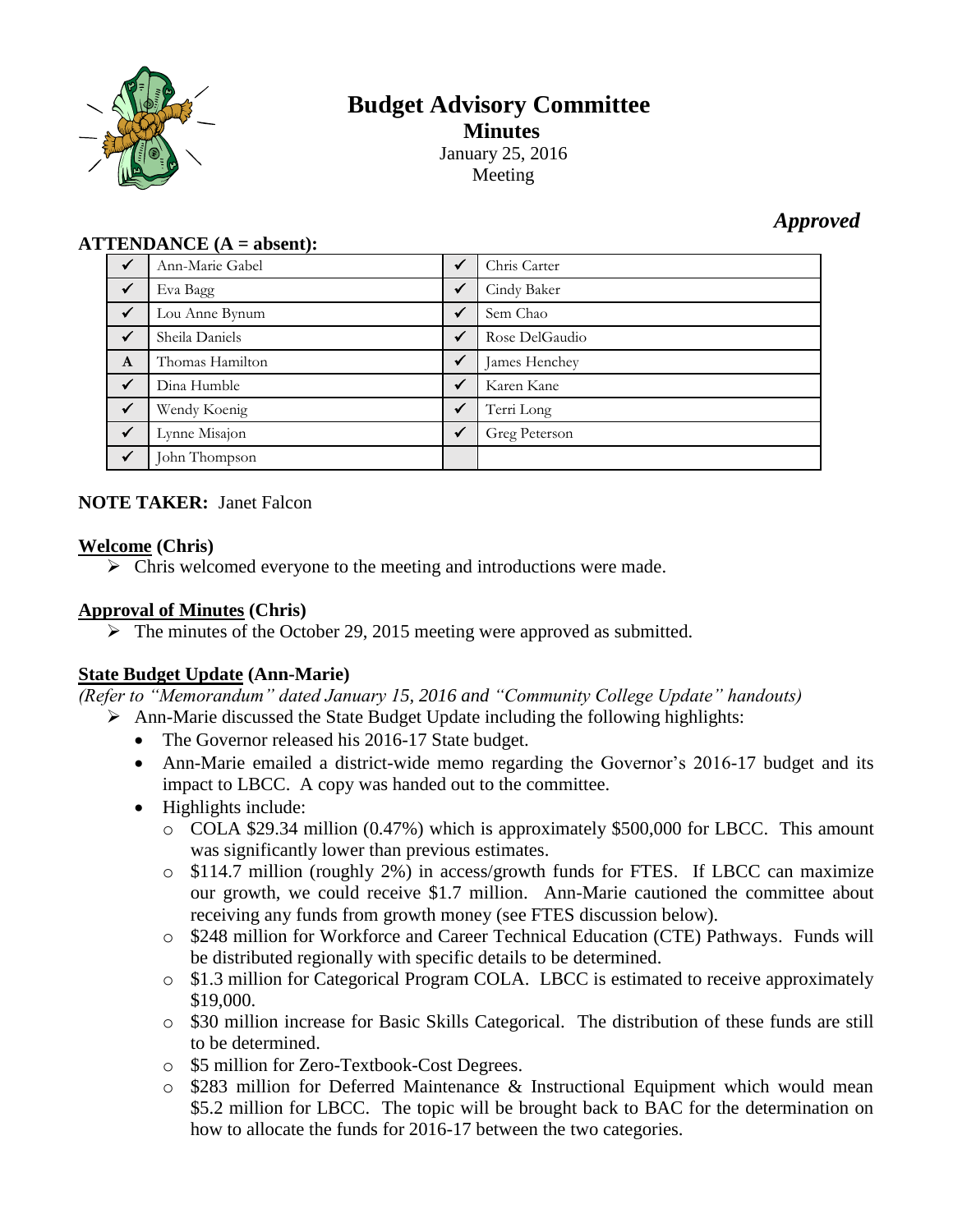# Budget Advisory Committee

## Minutes

January 25, 2016
Meeting

***Approved***

**ATTENDANCE (A = absent):**

| | | | |
|---|---|---|---|
| ✓ | Ann-Marie Gabel | ✓ | Chris Carter |
| ✓ | Eva Bagg | ✓ | Cindy Baker |
| ✓ | Lou Anne Bynum | ✓ | Sem Chao |
| ✓ | Sheila Daniels | ✓ | Rose DelGaudio |
| A | Thomas Hamilton | ✓ | James Henchey |
| ✓ | Dina Humble | ✓ | Karen Kane |
| ✓ | Wendy Koenig | ✓ | Terri Long |
| ✓ | Lynne Misajon | ✓ | Greg Peterson |
| ✓ | John Thompson | | |

**NOTE TAKER:** Janet Falcon

**Welcome (Chris)**

- Chris welcomed everyone to the meeting and introductions were made.

**Approval of Minutes (Chris)**

- The minutes of the October 29, 2015 meeting were approved as submitted.

**State Budget Update (Ann-Marie)**

*(Refer to "Memorandum" dated January 15, 2016 and "Community College Update" handouts)*

- Ann-Marie discussed the State Budget Update including the following highlights:
  - The Governor released his 2016-17 State budget.
  - Ann-Marie emailed a district-wide memo regarding the Governor's 2016-17 budget and its impact to LBCC. A copy was handed out to the committee.
  - Highlights include:
    - COLA $29.34 million (0.47%) which is approximately $500,000 for LBCC. This amount was significantly lower than previous estimates.
    - $114.7 million (roughly 2%) in access/growth funds for FTES. If LBCC can maximize our growth, we could receive $1.7 million. Ann-Marie cautioned the committee about receiving any funds from growth money (see FTES discussion below).
    - $248 million for Workforce and Career Technical Education (CTE) Pathways. Funds will be distributed regionally with specific details to be determined.
    - $1.3 million for Categorical Program COLA. LBCC is estimated to receive approximately $19,000.
    - $30 million increase for Basic Skills Categorical. The distribution of these funds are still to be determined.
    - $5 million for Zero-Textbook-Cost Degrees.
    - $283 million for Deferred Maintenance & Instructional Equipment which would mean $5.2 million for LBCC. The topic will be brought back to BAC for the determination on how to allocate the funds for 2016-17 between the two categories.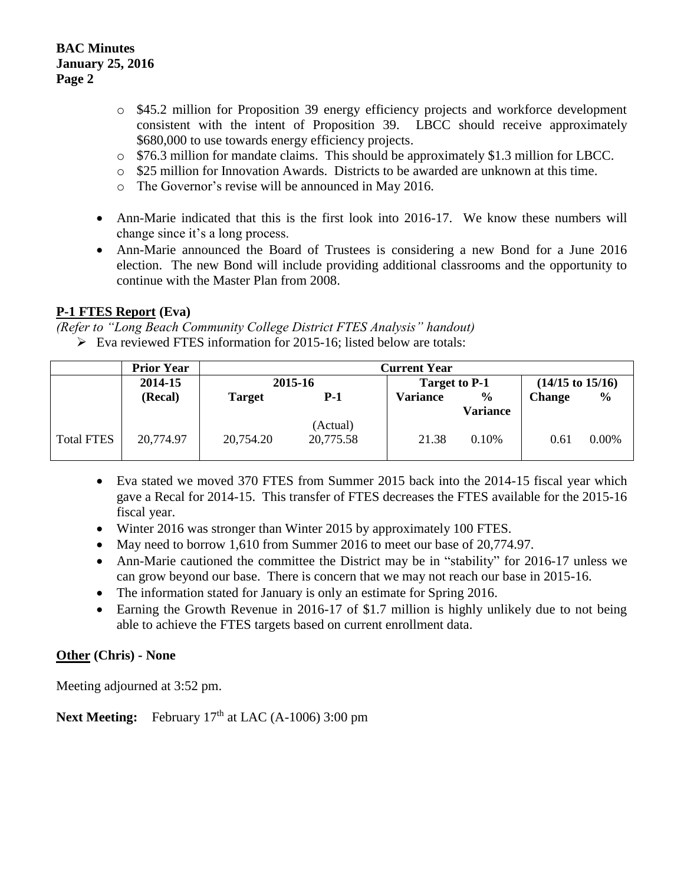- $45.2 million for Proposition 39 energy efficiency projects and workforce development consistent with the intent of Proposition 39. LBCC should receive approximately $680,000 to use towards energy efficiency projects.
  - $76.3 million for mandate claims. This should be approximately $1.3 million for LBCC.
  - $25 million for Innovation Awards. Districts to be awarded are unknown at this time.
  - The Governor's revise will be announced in May 2016.

- Ann-Marie indicated that this is the first look into 2016-17. We know these numbers will change since it's a long process.
- Ann-Marie announced the Board of Trustees is considering a new Bond for a June 2016 election. The new Bond will include providing additional classrooms and the opportunity to continue with the Master Plan from 2008.

## P-1 FTES Report (Eva)

*(Refer to "Long Beach Community College District FTES Analysis" handout)*

- Eva reviewed FTES information for 2015-16; listed below are totals:

| | Prior Year | Current Year | | | | | |
|---|---|---|---|---|---|---|---|
| | 2014-15 | 2015-16 | | Target to P-1 | | (14/15 to 15/16) | |
| | (Recal) | Target | P-1 | Variance | % Variance | Change | % |
| Total FTES | 20,774.97 | 20,754.20 | (Actual) 20,775.58 | 21.38 | 0.10% | 0.61 | 0.00% |

- Eva stated we moved 370 FTES from Summer 2015 back into the 2014-15 fiscal year which gave a Recal for 2014-15. This transfer of FTES decreases the FTES available for the 2015-16 fiscal year.
- Winter 2016 was stronger than Winter 2015 by approximately 100 FTES.
- May need to borrow 1,610 from Summer 2016 to meet our base of 20,774.97.
- Ann-Marie cautioned the committee the District may be in "stability" for 2016-17 unless we can grow beyond our base. There is concern that we may not reach our base in 2015-16.
- The information stated for January is only an estimate for Spring 2016.
- Earning the Growth Revenue in 2016-17 of $1.7 million is highly unlikely due to not being able to achieve the FTES targets based on current enrollment data.

## Other (Chris) - None

Meeting adjourned at 3:52 pm.

**Next Meeting:** February 17th at LAC (A-1006) 3:00 pm